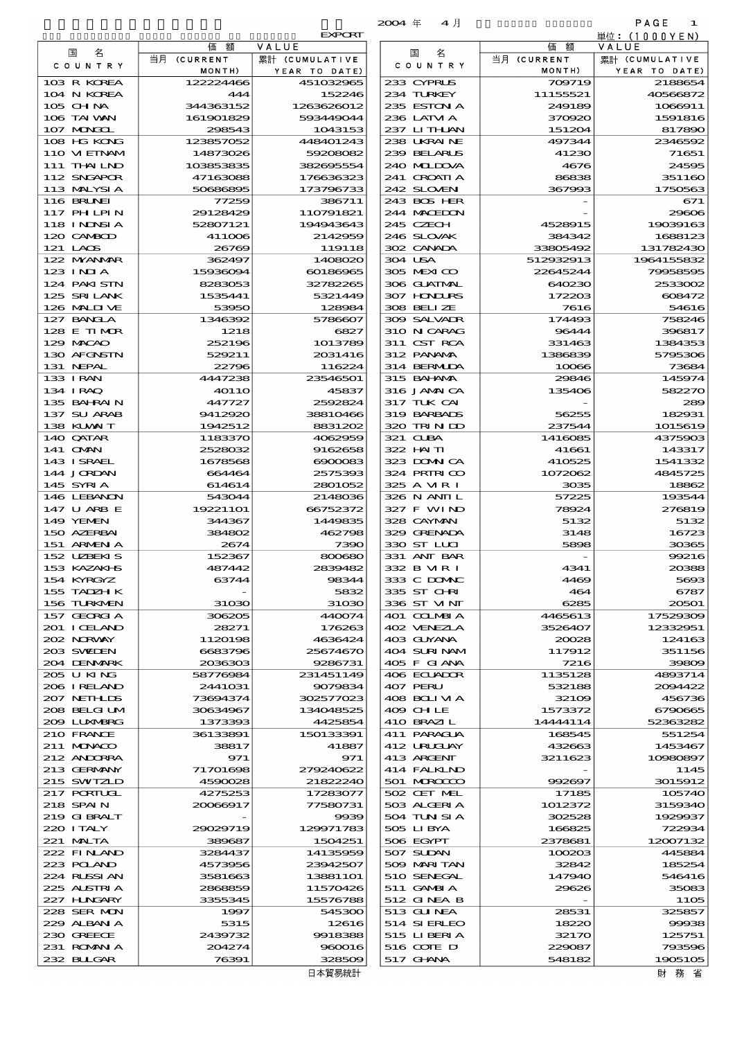EXPORT

2004 年　4 月

単位：(1000YEN)

| 国名 COUNTRY | 価額 VALUE 当月 (CURRENT MONTH) | 累計 (CUMULATIVE YEAR TO DATE) | 国名 COUNTRY | 価額 VALUE 当月 (CURRENT MONTH) | 累計 (CUMULATIVE YEAR TO DATE) |
|---|---|---|---|---|---|
| 103 R KOREA | 122224466 | 451032965 | 233 CYPRUS | 709719 | 2188654 |
| 104 N KOREA | 444 | 152246 | 234 TURKEY | 11155521 | 40566872 |
| 105 CHINA | 344363152 | 1263626012 | 235 ESTONIA | 249189 | 1066911 |
| 106 TAIWAN | 161901829 | 593449044 | 236 LATVIA | 370920 | 1591816 |
| 107 MONGOL | 298543 | 1043153 | 237 LITHUAN | 151204 | 817890 |
| 108 HG KONG | 123857052 | 448401243 | 238 UKRAINE | 497344 | 2346592 |
| 110 VIETNAM | 14873026 | 59208082 | 239 BELARUS | 41230 | 71651 |
| 111 THAILND | 103853835 | 382695554 | 240 MOLDOVA | 4676 | 24595 |
| 112 SNGAPOR | 47163088 | 176636323 | 241 CROATIA | 86838 | 351160 |
| 113 MALYSIA | 50686895 | 173796733 | 242 SLOVEN | 367993 | 1750563 |
| 116 BRUNEI | 77259 | 386711 | 243 BOS HER | - | 671 |
| 117 PHILPIN | 29128429 | 110791821 | 244 MACEDON | - | 29606 |
| 118 INDNSIA | 52807121 | 194943643 | 245 CZECH | 4528915 | 19039163 |
| 120 CAMBOD | 411006 | 2142959 | 246 SLOVAK | 384342 | 1688123 |
| 121 LAOS | 26769 | 119118 | 302 CANADA | 33805492 | 131782430 |
| 122 MYANMAR | 362497 | 1408020 | 304 USA | 512932913 | 1964155832 |
| 123 INDIA | 15936094 | 60186965 | 305 MEXICO | 22645244 | 79958595 |
| 124 PAKISTN | 8283053 | 32782265 | 306 GUATMAL | 640230 | 2533002 |
| 125 SRI LANK | 1535441 | 5321449 | 307 HONDURS | 172203 | 608472 |
| 126 MALDIVE | 53950 | 128984 | 308 BELIZE | 7616 | 54616 |
| 127 BANGLA | 1346392 | 5786607 | 309 SALVADR | 174493 | 758246 |
| 128 E TIMOR | 1218 | 6827 | 310 NICARAG | 96444 | 396817 |
| 129 MACAO | 252196 | 1013789 | 311 CST RCA | 331463 | 1384353 |
| 130 AFGNSTN | 529211 | 2031416 | 312 PANAMA | 1386839 | 5795306 |
| 131 NEPAL | 22796 | 116224 | 314 BERMUDA | 10066 | 73684 |
| 133 IRAN | 4447238 | 23546501 | 315 BAHAMA | 29846 | 145974 |
| 134 IRAQ | 40110 | 45837 | 316 JAMAICA | 135406 | 582270 |
| 135 BAHRAIN | 447727 | 2592824 | 317 TUK CAI | - | 289 |
| 137 SU ARAB | 9412920 | 38810466 | 319 BARBADS | 56255 | 182931 |
| 138 KUWAIT | 1942512 | 8831202 | 320 TRINIDD | 237544 | 1015619 |
| 140 QATAR | 1183370 | 4062959 | 321 CUBA | 1416085 | 4375903 |
| 141 OMAN | 2528032 | 9162658 | 322 HAITI | 41661 | 143317 |
| 143 ISRAEL | 1678568 | 6900083 | 323 DOMNICA | 410525 | 1541332 |
| 144 JORDAN | 664464 | 2575393 | 324 PRTRICO | 1072062 | 4845725 |
| 145 SYRIA | 614614 | 2801052 | 325 A VIRI | 3035 | 18862 |
| 146 LEBANON | 543044 | 2148036 | 326 N ANTIL | 57225 | 193544 |
| 147 U ARB E | 19221101 | 66752372 | 327 F WIND | 78924 | 276819 |
| 149 YEMEN | 344367 | 1449835 | 328 CAYMAN | 5132 | 5132 |
| 150 AZERBAI | 384802 | 462798 | 329 GRENADA | 3148 | 16723 |
| 151 ARMENIA | 2674 | 7390 | 330 ST LUCI | 5898 | 30365 |
| 152 UZBEKIS | 152367 | 800680 | 331 ANT BAR | - | 99216 |
| 153 KAZAKHS | 487442 | 2839482 | 332 B VIRI | 4341 | 20388 |
| 154 KYRGYZ | 63744 | 98344 | 333 C DOMNC | 4469 | 5693 |
| 155 TADZHIK | - | 5832 | 335 ST CHRI | 464 | 6787 |
| 156 TURKMEN | 31030 | 31030 | 336 ST VINT | 6285 | 20501 |
| 157 GEORGIA | 306205 | 440074 | 401 COLMBIA | 4465613 | 17529309 |
| 201 ICELAND | 28271 | 176263 | 402 VENEZLA | 3526407 | 12332951 |
| 202 NORWAY | 1120198 | 4636424 | 403 GUYANA | 20028 | 124163 |
| 203 SWEDEN | 6683796 | 25674670 | 404 SURINAM | 117912 | 351156 |
| 204 DENMARK | 2036303 | 9286731 | 405 F GIANA | 7216 | 39809 |
| 205 U KING | 58776984 | 231451149 | 406 ECUADOR | 1135128 | 4893714 |
| 206 IRELAND | 2441031 | 9079834 | 407 PERU | 532188 | 2094422 |
| 207 NETHLDS | 73694374 | 302577023 | 408 BOLIVIA | 32109 | 456736 |
| 208 BELGIUM | 30634967 | 134048525 | 409 CHILE | 1573372 | 6790665 |
| 209 LUXMBRG | 1373393 | 4425854 | 410 BRAZIL | 14444114 | 52363282 |
| 210 FRANCE | 36133891 | 150133391 | 411 PARAGUA | 168545 | 551254 |
| 211 MONACO | 38817 | 41887 | 412 URUGUAY | 432663 | 1453467 |
| 212 ANDORRA | 971 | 971 | 413 ARGENT | 3211623 | 10980897 |
| 213 GERMANY | 71701698 | 279240622 | 414 FALKLND | - | 1145 |
| 215 SWITZLD | 4590028 | 21822240 | 501 MOROCCO | 992697 | 3015912 |
| 217 PORTUGL | 4275253 | 17283077 | 502 CET MEL | 17185 | 105740 |
| 218 SPAIN | 20066917 | 77580731 | 503 ALGERIA | 1012372 | 3159340 |
| 219 GIBRALT | - | 9939 | 504 TUNISIA | 302528 | 1929937 |
| 220 ITALY | 29029719 | 129971783 | 505 LIBYA | 166825 | 722934 |
| 221 MALTA | 389687 | 1504251 | 506 EGYPT | 2378681 | 12007132 |
| 222 FINLAND | 3284437 | 14135959 | 507 SUDAN | 100203 | 445884 |
| 223 POLAND | 4573956 | 23942507 | 509 MARITAN | 32842 | 185254 |
| 224 RUSSIAN | 3581663 | 13881101 | 510 SENEGAL | 147940 | 546416 |
| 225 AUSTRIA | 2868859 | 11570426 | 511 GAMBIA | 29626 | 35083 |
| 227 HUNGARY | 3355345 | 15576788 | 512 GINEA B | - | 1105 |
| 228 SER MON | 1997 | 545300 | 513 GUINEA | 28531 | 325857 |
| 229 ALBANIA | 5315 | 12616 | 514 SIERLEO | 18220 | 99938 |
| 230 GREECE | 2439732 | 9918388 | 515 LIBERIA | 32170 | 125751 |
| 231 ROMANIA | 204274 | 960016 | 516 COTE D | 229087 | 793596 |
| 232 BULGAR | 76391 | 328509 | 517 GHANA | 548182 | 1905105 |

日本貿易統計　　　財務省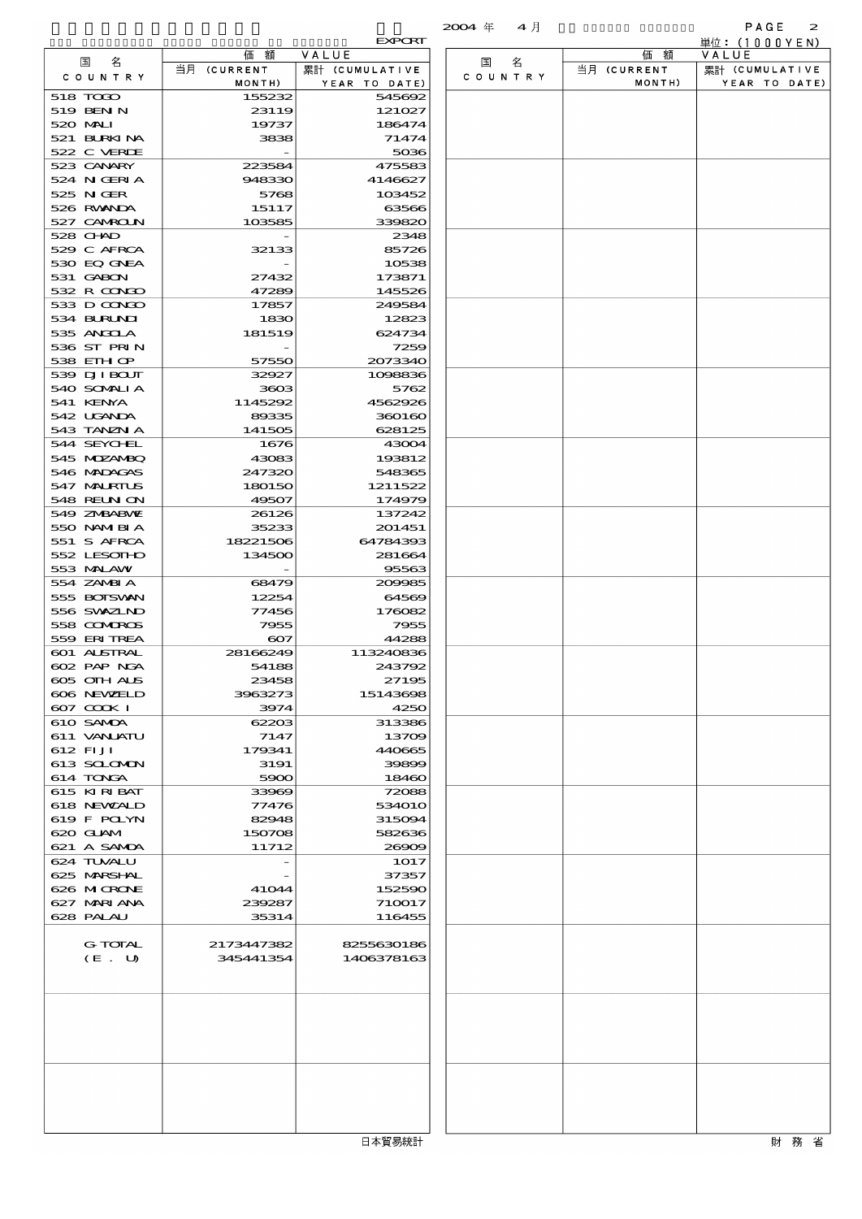EXPORT

2004 年 4 月

単位：(1000YEN)

| 国 名 COUNTRY | 価 額 VALUE 当月 (CURRENT MONTH) | 累計 (CUMULATIVE YEAR TO DATE) | 国 名 COUNTRY | 価 額 VALUE 当月 (CURRENT MONTH) | 累計 (CUMULATIVE YEAR TO DATE) |
|---|---|---|---|---|---|
| 518 TOGO | 155232 | 545692 | | | |
| 519 BENIN | 23119 | 121027 | | | |
| 520 MALI | 19737 | 186474 | | | |
| 521 BURKINA | 3838 | 71474 | | | |
| 522 C VERDE | - | 5036 | | | |
| 523 CANARY | 223584 | 475583 | | | |
| 524 NIGERIA | 948330 | 4146627 | | | |
| 525 NIGER | 5768 | 103452 | | | |
| 526 RWANDA | 15117 | 63566 | | | |
| 527 CAMROUN | 103585 | 339820 | | | |
| 528 CHAD | - | 2348 | | | |
| 529 C AFRCA | 32133 | 85726 | | | |
| 530 EQ GNEA | - | 10538 | | | |
| 531 GABON | 27432 | 173871 | | | |
| 532 R CONGO | 47289 | 145526 | | | |
| 533 D CONGO | 17857 | 249584 | | | |
| 534 BURUNDI | 1830 | 12823 | | | |
| 535 ANGOLA | 181519 | 624734 | | | |
| 536 ST PRIN | - | 7259 | | | |
| 538 ETHIOP | 57550 | 2073340 | | | |
| 539 DJIBOUT | 32927 | 1098836 | | | |
| 540 SOMALIA | 3603 | 5762 | | | |
| 541 KENYA | 1145292 | 4562926 | | | |
| 542 UGANDA | 89335 | 360160 | | | |
| 543 TANZNIA | 141505 | 628125 | | | |
| 544 SEYCHEL | 1676 | 43004 | | | |
| 545 MOZAMBQ | 43083 | 193812 | | | |
| 546 MADAGAS | 247320 | 548365 | | | |
| 547 MAURTUS | 180150 | 1211522 | | | |
| 548 REUNION | 49507 | 174979 | | | |
| 549 ZMBABWE | 26126 | 137242 | | | |
| 550 NAMIBIA | 35233 | 201451 | | | |
| 551 S AFRCA | 18221506 | 64784393 | | | |
| 552 LESOTHO | 134500 | 281664 | | | |
| 553 MALAWI | - | 95563 | | | |
| 554 ZAMBIA | 68479 | 209985 | | | |
| 555 BOTSWAN | 12254 | 64569 | | | |
| 556 SWAZLND | 77456 | 176082 | | | |
| 558 COMOROS | 7955 | 7955 | | | |
| 559 ERITREA | 607 | 44288 | | | |
| 601 AUSTRAL | 28166249 | 113240836 | | | |
| 602 PAP NGA | 54188 | 243792 | | | |
| 605 OTH AUS | 23458 | 27195 | | | |
| 606 NEWZELD | 3963273 | 15143698 | | | |
| 607 COOK I | 3974 | 4250 | | | |
| 610 SAMOA | 62203 | 313386 | | | |
| 611 VANUATU | 7147 | 13709 | | | |
| 612 FIJI | 179341 | 440665 | | | |
| 613 SOLOMON | 3191 | 39899 | | | |
| 614 TONGA | 5900 | 18460 | | | |
| 615 KIRIBAT | 33969 | 72088 | | | |
| 618 NEWCALD | 77476 | 534010 | | | |
| 619 F POLYN | 82948 | 315094 | | | |
| 620 GUAM | 150708 | 582636 | | | |
| 621 A SAMOA | 11712 | 26909 | | | |
| 624 TUVALU | - | 1017 | | | |
| 625 MARSHAL | - | 37357 | | | |
| 626 MICRONE | 41044 | 152590 | | | |
| 627 MARIANA | 239287 | 710017 | | | |
| 628 PALAU | 35314 | 116455 | | | |
| G-TOTAL | 2173447382 | 8255630186 | | | |
| (E. U) | 345441354 | 1406378163 | | | |

日本貿易統計

財 務 省